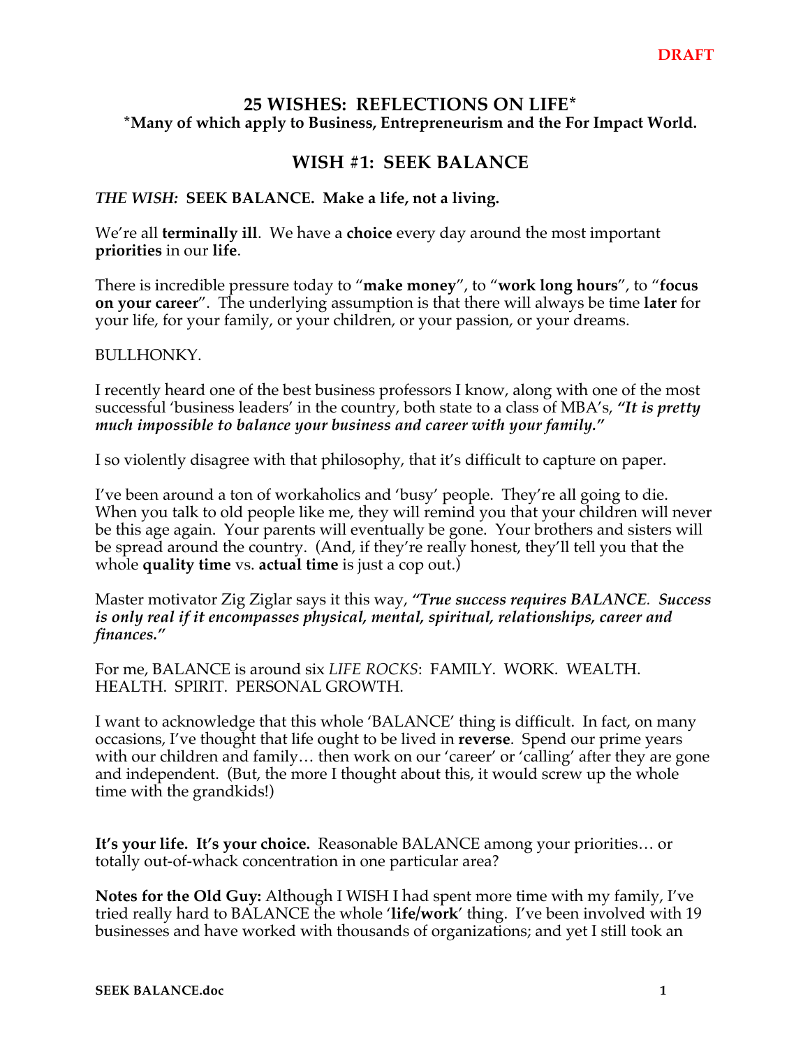**DRAFT**

# 25 WISHES: REFLECTIONS ON LIFE*

**\*Many of which apply to Business, Entrepreneurism and the For Impact World.**

## WISH #1: SEEK BALANCE

***THE WISH:*** **SEEK BALANCE. Make a life, not a living.**

We're all **terminally ill**. We have a **choice** every day around the most important **priorities** in our **life**.

There is incredible pressure today to "**make money**", to "**work long hours**", to "**focus on your career**". The underlying assumption is that there will always be time **later** for your life, for your family, or your children, or your passion, or your dreams.

BULLHONKY.

I recently heard one of the best business professors I know, along with one of the most successful 'business leaders' in the country, both state to a class of MBA's, ***"It is pretty much impossible to balance your business and career with your family."***

I so violently disagree with that philosophy, that it's difficult to capture on paper.

I've been around a ton of workaholics and 'busy' people. They're all going to die. When you talk to old people like me, they will remind you that your children will never be this age again. Your parents will eventually be gone. Your brothers and sisters will be spread around the country. (And, if they're really honest, they'll tell you that the whole **quality time** vs. **actual time** is just a cop out.)

Master motivator Zig Ziglar says it this way, ***"True success requires BALANCE. Success is only real if it encompasses physical, mental, spiritual, relationships, career and finances."***

For me, BALANCE is around six *LIFE ROCKS*: FAMILY. WORK. WEALTH. HEALTH. SPIRIT. PERSONAL GROWTH.

I want to acknowledge that this whole 'BALANCE' thing is difficult. In fact, on many occasions, I've thought that life ought to be lived in **reverse**. Spend our prime years with our children and family… then work on our 'career' or 'calling' after they are gone and independent. (But, the more I thought about this, it would screw up the whole time with the grandkids!)

**It's your life. It's your choice.** Reasonable BALANCE among your priorities… or totally out-of-whack concentration in one particular area?

**Notes for the Old Guy:** Although I WISH I had spent more time with my family, I've tried really hard to BALANCE the whole '**life/work**' thing. I've been involved with 19 businesses and have worked with thousands of organizations; and yet I still took an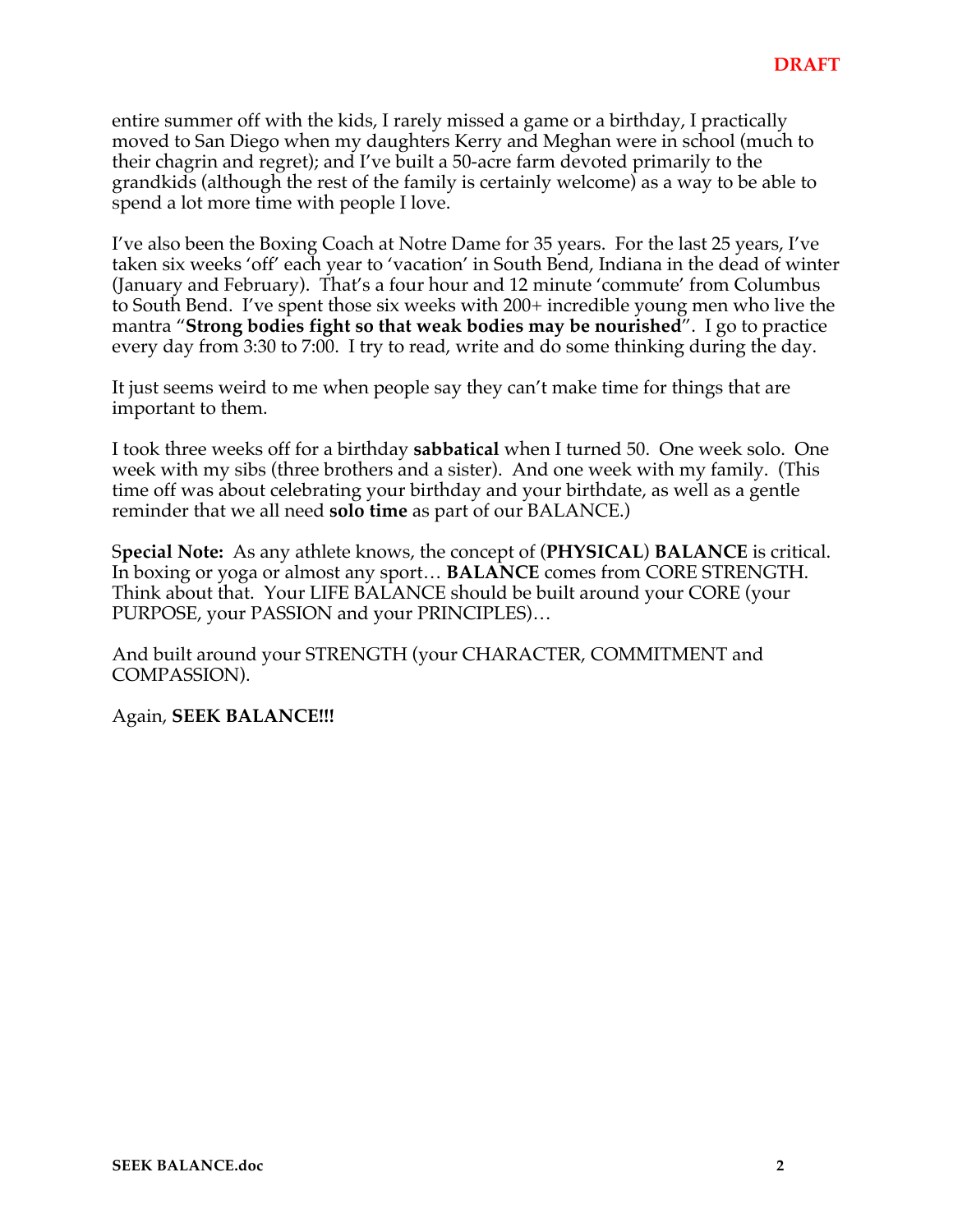entire summer off with the kids, I rarely missed a game or a birthday, I practically moved to San Diego when my daughters Kerry and Meghan were in school (much to their chagrin and regret); and I've built a 50-acre farm devoted primarily to the grandkids (although the rest of the family is certainly welcome) as a way to be able to spend a lot more time with people I love.

I've also been the Boxing Coach at Notre Dame for 35 years. For the last 25 years, I've taken six weeks 'off' each year to 'vacation' in South Bend, Indiana in the dead of winter (January and February). That's a four hour and 12 minute 'commute' from Columbus to South Bend. I've spent those six weeks with 200+ incredible young men who live the mantra "**Strong bodies fight so that weak bodies may be nourished**". I go to practice every day from 3:30 to 7:00. I try to read, write and do some thinking during the day.

It just seems weird to me when people say they can't make time for things that are important to them.

I took three weeks off for a birthday **sabbatical** when I turned 50. One week solo. One week with my sibs (three brothers and a sister). And one week with my family. (This time off was about celebrating your birthday and your birthdate, as well as a gentle reminder that we all need **solo time** as part of our BALANCE.)

S**pecial Note:** As any athlete knows, the concept of (**PHYSICAL**) **BALANCE** is critical. In boxing or yoga or almost any sport… **BALANCE** comes from CORE STRENGTH. Think about that. Your LIFE BALANCE should be built around your CORE (your PURPOSE, your PASSION and your PRINCIPLES)…

And built around your STRENGTH (your CHARACTER, COMMITMENT and COMPASSION).

Again, **SEEK BALANCE!!!**